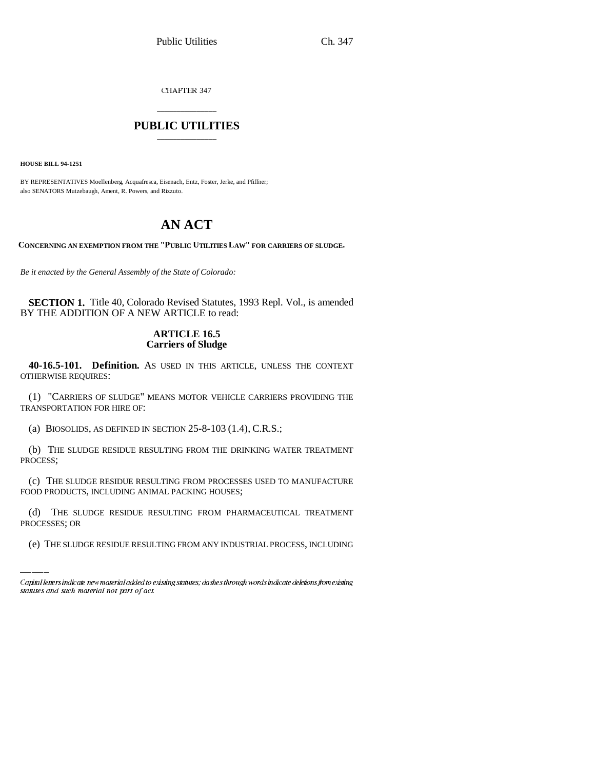# CHAPTER 347

## PUBLIC UTILITIES

**HOUSE BILL 94-1251**

BY REPRESENTATIVES Moellenberg, Acquafresca, Eisenach, Entz, Foster, Jerke, and Pfiffner;
also SENATORS Mutzebaugh, Ament, R. Powers, and Rizzuto.

# AN ACT

**CONCERNING AN EXEMPTION FROM THE "PUBLIC UTILITIES LAW" FOR CARRIERS OF SLUDGE.**

*Be it enacted by the General Assembly of the State of Colorado:*

**SECTION 1.** Title 40, Colorado Revised Statutes, 1993 Repl. Vol., is amended BY THE ADDITION OF A NEW ARTICLE to read:

### ARTICLE 16.5
### Carriers of Sludge

**40-16.5-101. Definition.** AS USED IN THIS ARTICLE, UNLESS THE CONTEXT OTHERWISE REQUIRES:

(1) "CARRIERS OF SLUDGE" MEANS MOTOR VEHICLE CARRIERS PROVIDING THE TRANSPORTATION FOR HIRE OF:

(a) BIOSOLIDS, AS DEFINED IN SECTION 25-8-103 (1.4), C.R.S.;

(b) THE SLUDGE RESIDUE RESULTING FROM THE DRINKING WATER TREATMENT PROCESS;

(c) THE SLUDGE RESIDUE RESULTING FROM PROCESSES USED TO MANUFACTURE FOOD PRODUCTS, INCLUDING ANIMAL PACKING HOUSES;

(d) THE SLUDGE RESIDUE RESULTING FROM PHARMACEUTICAL TREATMENT PROCESSES; OR

(e) THE SLUDGE RESIDUE RESULTING FROM ANY INDUSTRIAL PROCESS, INCLUDING

*Capital letters indicate new material added to existing statutes; dashes through words indicate deletions from existing statutes and such material not part of act.*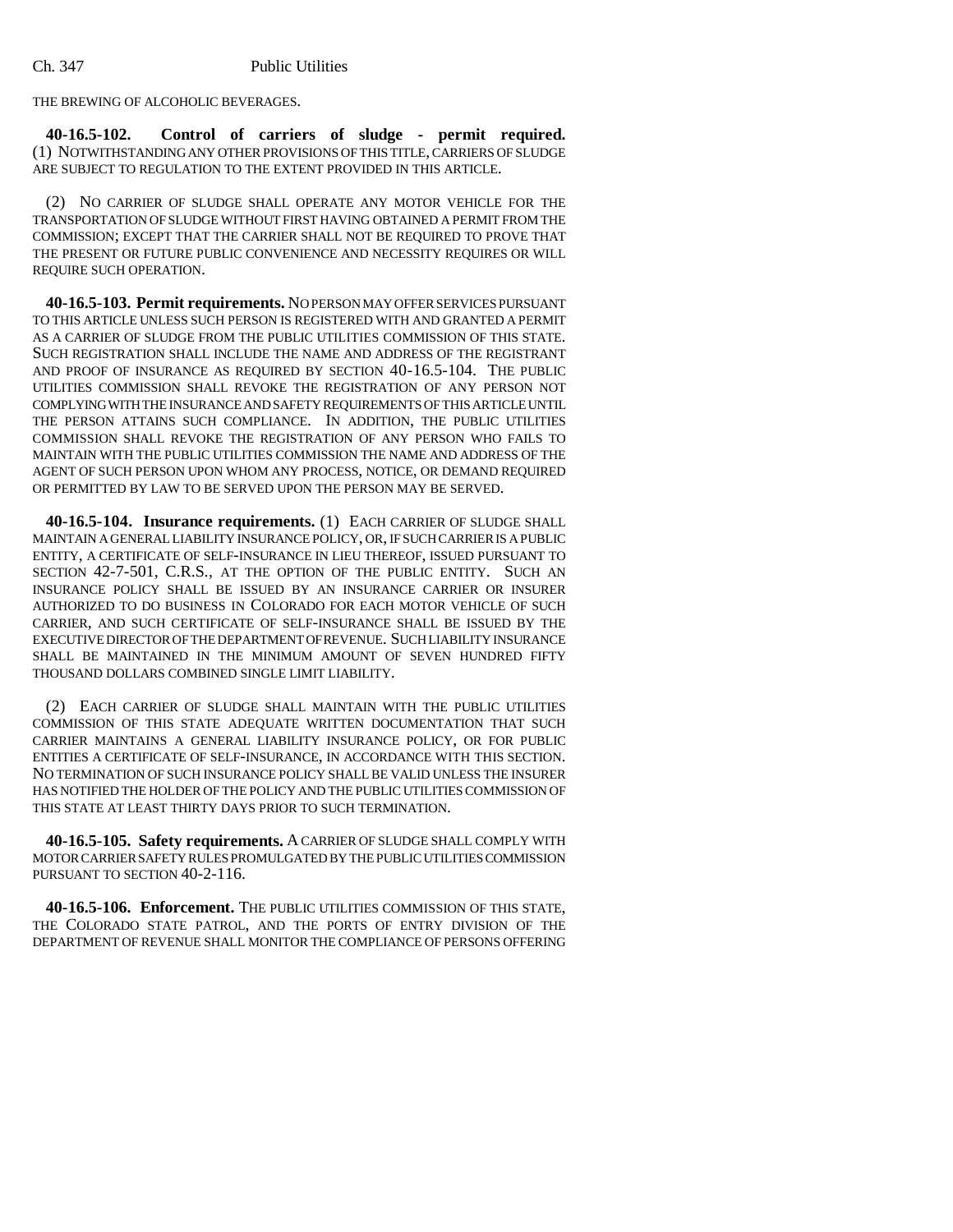THE BREWING OF ALCOHOLIC BEVERAGES.

**40-16.5-102. Control of carriers of sludge - permit required.** (1) NOTWITHSTANDING ANY OTHER PROVISIONS OF THIS TITLE, CARRIERS OF SLUDGE ARE SUBJECT TO REGULATION TO THE EXTENT PROVIDED IN THIS ARTICLE.

(2) NO CARRIER OF SLUDGE SHALL OPERATE ANY MOTOR VEHICLE FOR THE TRANSPORTATION OF SLUDGE WITHOUT FIRST HAVING OBTAINED A PERMIT FROM THE COMMISSION; EXCEPT THAT THE CARRIER SHALL NOT BE REQUIRED TO PROVE THAT THE PRESENT OR FUTURE PUBLIC CONVENIENCE AND NECESSITY REQUIRES OR WILL REQUIRE SUCH OPERATION.

**40-16.5-103. Permit requirements.** NO PERSON MAY OFFER SERVICES PURSUANT TO THIS ARTICLE UNLESS SUCH PERSON IS REGISTERED WITH AND GRANTED A PERMIT AS A CARRIER OF SLUDGE FROM THE PUBLIC UTILITIES COMMISSION OF THIS STATE. SUCH REGISTRATION SHALL INCLUDE THE NAME AND ADDRESS OF THE REGISTRANT AND PROOF OF INSURANCE AS REQUIRED BY SECTION 40-16.5-104. THE PUBLIC UTILITIES COMMISSION SHALL REVOKE THE REGISTRATION OF ANY PERSON NOT COMPLYING WITH THE INSURANCE AND SAFETY REQUIREMENTS OF THIS ARTICLE UNTIL THE PERSON ATTAINS SUCH COMPLIANCE. IN ADDITION, THE PUBLIC UTILITIES COMMISSION SHALL REVOKE THE REGISTRATION OF ANY PERSON WHO FAILS TO MAINTAIN WITH THE PUBLIC UTILITIES COMMISSION THE NAME AND ADDRESS OF THE AGENT OF SUCH PERSON UPON WHOM ANY PROCESS, NOTICE, OR DEMAND REQUIRED OR PERMITTED BY LAW TO BE SERVED UPON THE PERSON MAY BE SERVED.

**40-16.5-104. Insurance requirements.** (1) EACH CARRIER OF SLUDGE SHALL MAINTAIN A GENERAL LIABILITY INSURANCE POLICY, OR, IF SUCH CARRIER IS A PUBLIC ENTITY, A CERTIFICATE OF SELF-INSURANCE IN LIEU THEREOF, ISSUED PURSUANT TO SECTION 42-7-501, C.R.S., AT THE OPTION OF THE PUBLIC ENTITY. SUCH AN INSURANCE POLICY SHALL BE ISSUED BY AN INSURANCE CARRIER OR INSURER AUTHORIZED TO DO BUSINESS IN COLORADO FOR EACH MOTOR VEHICLE OF SUCH CARRIER, AND SUCH CERTIFICATE OF SELF-INSURANCE SHALL BE ISSUED BY THE EXECUTIVE DIRECTOR OF THE DEPARTMENT OF REVENUE. SUCH LIABILITY INSURANCE SHALL BE MAINTAINED IN THE MINIMUM AMOUNT OF SEVEN HUNDRED FIFTY THOUSAND DOLLARS COMBINED SINGLE LIMIT LIABILITY.

(2) EACH CARRIER OF SLUDGE SHALL MAINTAIN WITH THE PUBLIC UTILITIES COMMISSION OF THIS STATE ADEQUATE WRITTEN DOCUMENTATION THAT SUCH CARRIER MAINTAINS A GENERAL LIABILITY INSURANCE POLICY, OR FOR PUBLIC ENTITIES A CERTIFICATE OF SELF-INSURANCE, IN ACCORDANCE WITH THIS SECTION. NO TERMINATION OF SUCH INSURANCE POLICY SHALL BE VALID UNLESS THE INSURER HAS NOTIFIED THE HOLDER OF THE POLICY AND THE PUBLIC UTILITIES COMMISSION OF THIS STATE AT LEAST THIRTY DAYS PRIOR TO SUCH TERMINATION.

**40-16.5-105. Safety requirements.** A CARRIER OF SLUDGE SHALL COMPLY WITH MOTOR CARRIER SAFETY RULES PROMULGATED BY THE PUBLIC UTILITIES COMMISSION PURSUANT TO SECTION 40-2-116.

**40-16.5-106. Enforcement.** THE PUBLIC UTILITIES COMMISSION OF THIS STATE, THE COLORADO STATE PATROL, AND THE PORTS OF ENTRY DIVISION OF THE DEPARTMENT OF REVENUE SHALL MONITOR THE COMPLIANCE OF PERSONS OFFERING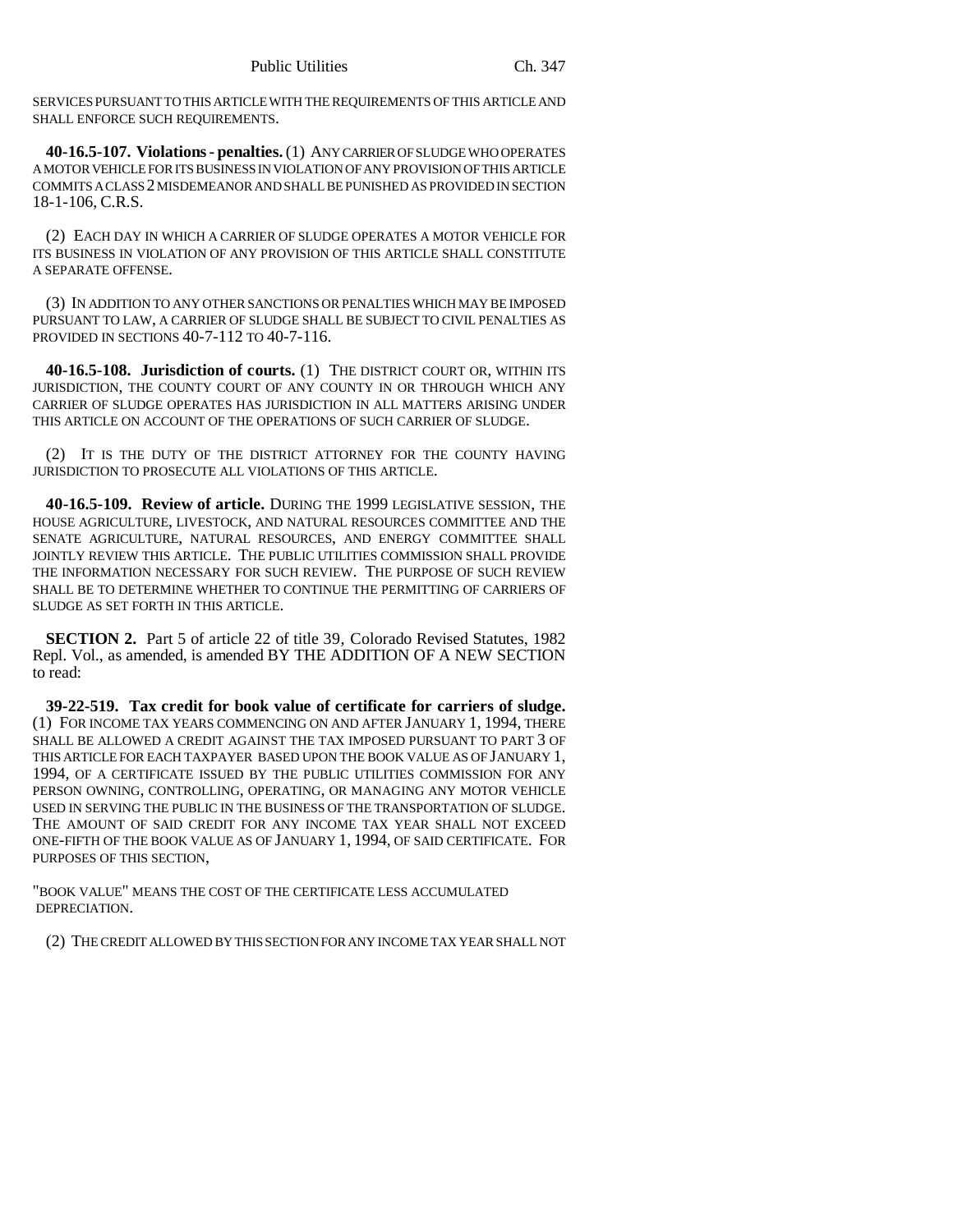SERVICES PURSUANT TO THIS ARTICLE WITH THE REQUIREMENTS OF THIS ARTICLE AND SHALL ENFORCE SUCH REQUIREMENTS.

**40-16.5-107. Violations - penalties.** (1) ANY CARRIER OF SLUDGE WHO OPERATES A MOTOR VEHICLE FOR ITS BUSINESS IN VIOLATION OF ANY PROVISION OF THIS ARTICLE COMMITS A CLASS 2 MISDEMEANOR AND SHALL BE PUNISHED AS PROVIDED IN SECTION 18-1-106, C.R.S.

(2) EACH DAY IN WHICH A CARRIER OF SLUDGE OPERATES A MOTOR VEHICLE FOR ITS BUSINESS IN VIOLATION OF ANY PROVISION OF THIS ARTICLE SHALL CONSTITUTE A SEPARATE OFFENSE.

(3) IN ADDITION TO ANY OTHER SANCTIONS OR PENALTIES WHICH MAY BE IMPOSED PURSUANT TO LAW, A CARRIER OF SLUDGE SHALL BE SUBJECT TO CIVIL PENALTIES AS PROVIDED IN SECTIONS 40-7-112 TO 40-7-116.

**40-16.5-108. Jurisdiction of courts.** (1) THE DISTRICT COURT OR, WITHIN ITS JURISDICTION, THE COUNTY COURT OF ANY COUNTY IN OR THROUGH WHICH ANY CARRIER OF SLUDGE OPERATES HAS JURISDICTION IN ALL MATTERS ARISING UNDER THIS ARTICLE ON ACCOUNT OF THE OPERATIONS OF SUCH CARRIER OF SLUDGE.

(2) IT IS THE DUTY OF THE DISTRICT ATTORNEY FOR THE COUNTY HAVING JURISDICTION TO PROSECUTE ALL VIOLATIONS OF THIS ARTICLE.

**40-16.5-109. Review of article.** DURING THE 1999 LEGISLATIVE SESSION, THE HOUSE AGRICULTURE, LIVESTOCK, AND NATURAL RESOURCES COMMITTEE AND THE SENATE AGRICULTURE, NATURAL RESOURCES, AND ENERGY COMMITTEE SHALL JOINTLY REVIEW THIS ARTICLE. THE PUBLIC UTILITIES COMMISSION SHALL PROVIDE THE INFORMATION NECESSARY FOR SUCH REVIEW. THE PURPOSE OF SUCH REVIEW SHALL BE TO DETERMINE WHETHER TO CONTINUE THE PERMITTING OF CARRIERS OF SLUDGE AS SET FORTH IN THIS ARTICLE.

**SECTION 2.** Part 5 of article 22 of title 39, Colorado Revised Statutes, 1982 Repl. Vol., as amended, is amended BY THE ADDITION OF A NEW SECTION to read:

**39-22-519. Tax credit for book value of certificate for carriers of sludge.** (1) FOR INCOME TAX YEARS COMMENCING ON AND AFTER JANUARY 1, 1994, THERE SHALL BE ALLOWED A CREDIT AGAINST THE TAX IMPOSED PURSUANT TO PART 3 OF THIS ARTICLE FOR EACH TAXPAYER BASED UPON THE BOOK VALUE AS OF JANUARY 1, 1994, OF A CERTIFICATE ISSUED BY THE PUBLIC UTILITIES COMMISSION FOR ANY PERSON OWNING, CONTROLLING, OPERATING, OR MANAGING ANY MOTOR VEHICLE USED IN SERVING THE PUBLIC IN THE BUSINESS OF THE TRANSPORTATION OF SLUDGE. THE AMOUNT OF SAID CREDIT FOR ANY INCOME TAX YEAR SHALL NOT EXCEED ONE-FIFTH OF THE BOOK VALUE AS OF JANUARY 1, 1994, OF SAID CERTIFICATE. FOR PURPOSES OF THIS SECTION,

"BOOK VALUE" MEANS THE COST OF THE CERTIFICATE LESS ACCUMULATED DEPRECIATION.

(2) THE CREDIT ALLOWED BY THIS SECTION FOR ANY INCOME TAX YEAR SHALL NOT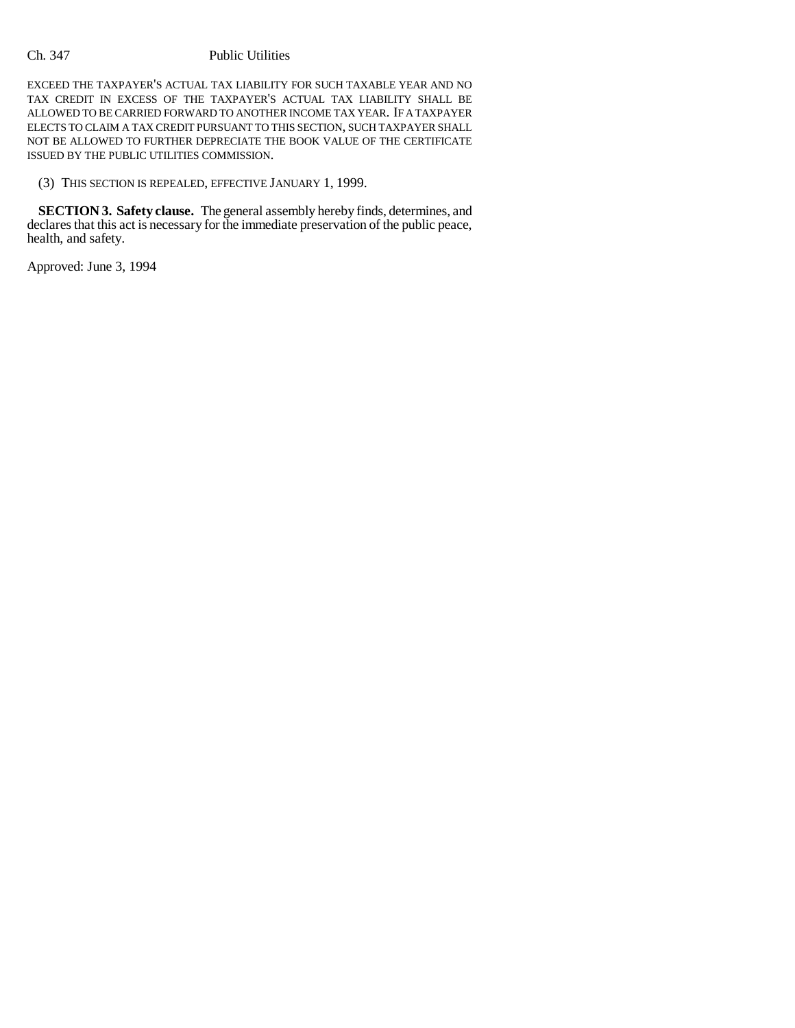EXCEED THE TAXPAYER'S ACTUAL TAX LIABILITY FOR SUCH TAXABLE YEAR AND NO TAX CREDIT IN EXCESS OF THE TAXPAYER'S ACTUAL TAX LIABILITY SHALL BE ALLOWED TO BE CARRIED FORWARD TO ANOTHER INCOME TAX YEAR. IF A TAXPAYER ELECTS TO CLAIM A TAX CREDIT PURSUANT TO THIS SECTION, SUCH TAXPAYER SHALL NOT BE ALLOWED TO FURTHER DEPRECIATE THE BOOK VALUE OF THE CERTIFICATE ISSUED BY THE PUBLIC UTILITIES COMMISSION.

(3) THIS SECTION IS REPEALED, EFFECTIVE JANUARY 1, 1999.

**SECTION 3. Safety clause.** The general assembly hereby finds, determines, and declares that this act is necessary for the immediate preservation of the public peace, health, and safety.

Approved: June 3, 1994